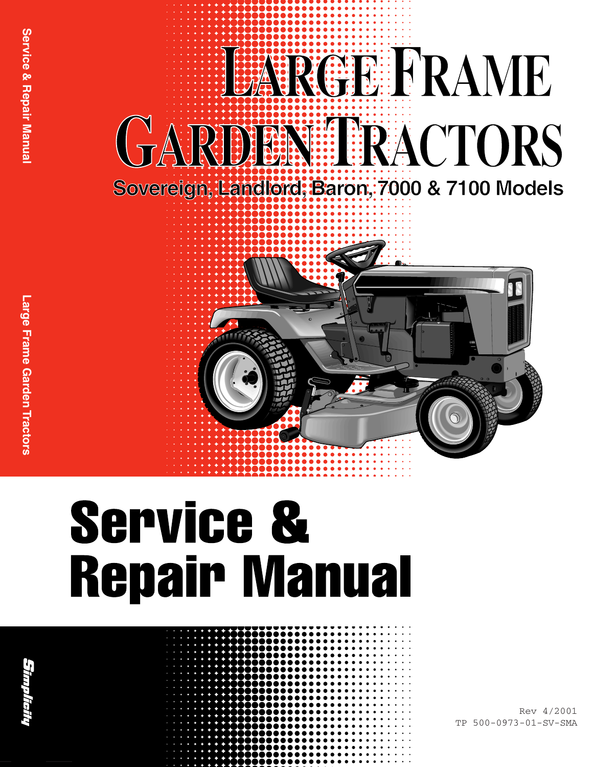# Large Frame Garden Tractors

## Sovereign, Landlord, Baron, 7000 & 7100 Models

# Service & Repair Manual

Simplicity

Rev 4/2001
TP 500-0973-01-SV-SMA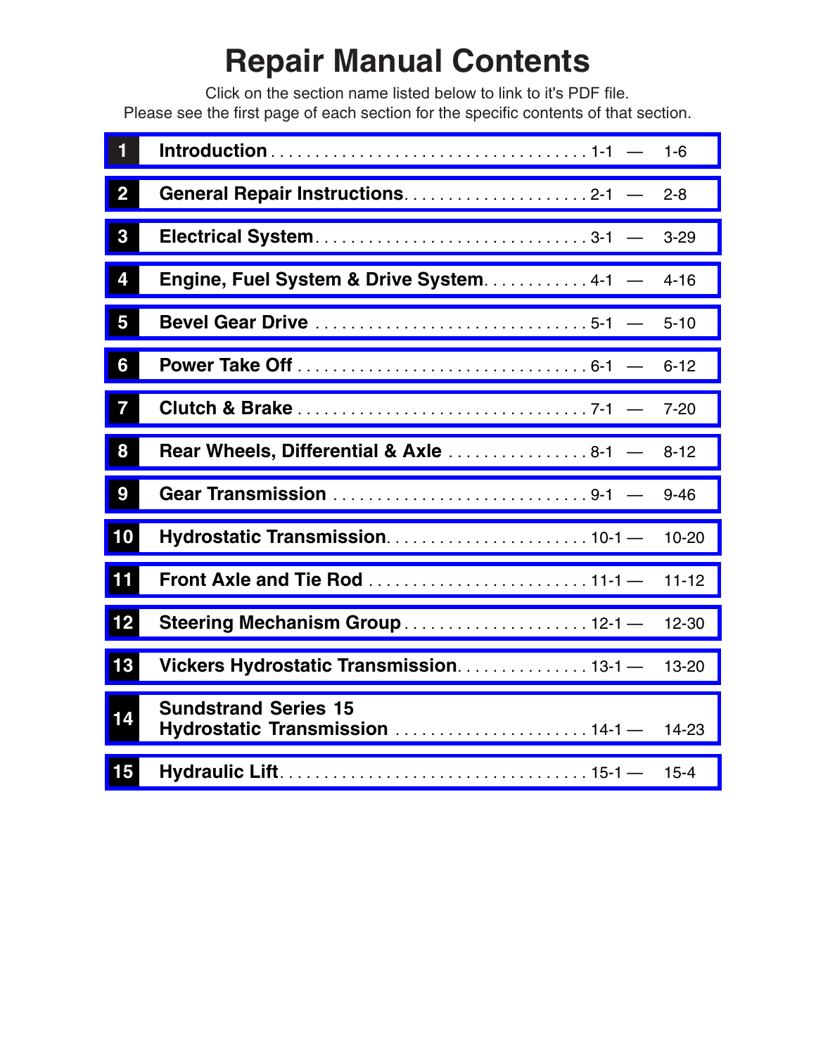# Repair Manual Contents

Click on the section name listed below to link to it's PDF file.
Please see the first page of each section for the specific contents of that section.

| No. | Section | Pages |
|---|---|---|
| 1 | **Introduction** | 1-1 — 1-6 |
| 2 | **General Repair Instructions** | 2-1 — 2-8 |
| 3 | **Electrical System** | 3-1 — 3-29 |
| 4 | **Engine, Fuel System & Drive System** | 4-1 — 4-16 |
| 5 | **Bevel Gear Drive** | 5-1 — 5-10 |
| 6 | **Power Take Off** | 6-1 — 6-12 |
| 7 | **Clutch & Brake** | 7-1 — 7-20 |
| 8 | **Rear Wheels, Differential & Axle** | 8-1 — 8-12 |
| 9 | **Gear Transmission** | 9-1 — 9-46 |
| 10 | **Hydrostatic Transmission** | 10-1 — 10-20 |
| 11 | **Front Axle and Tie Rod** | 11-1 — 11-12 |
| 12 | **Steering Mechanism Group** | 12-1 — 12-30 |
| 13 | **Vickers Hydrostatic Transmission** | 13-1 — 13-20 |
| 14 | **Sundstrand Series 15 Hydrostatic Transmission** | 14-1 — 14-23 |
| 15 | **Hydraulic Lift** | 15-1 — 15-4 |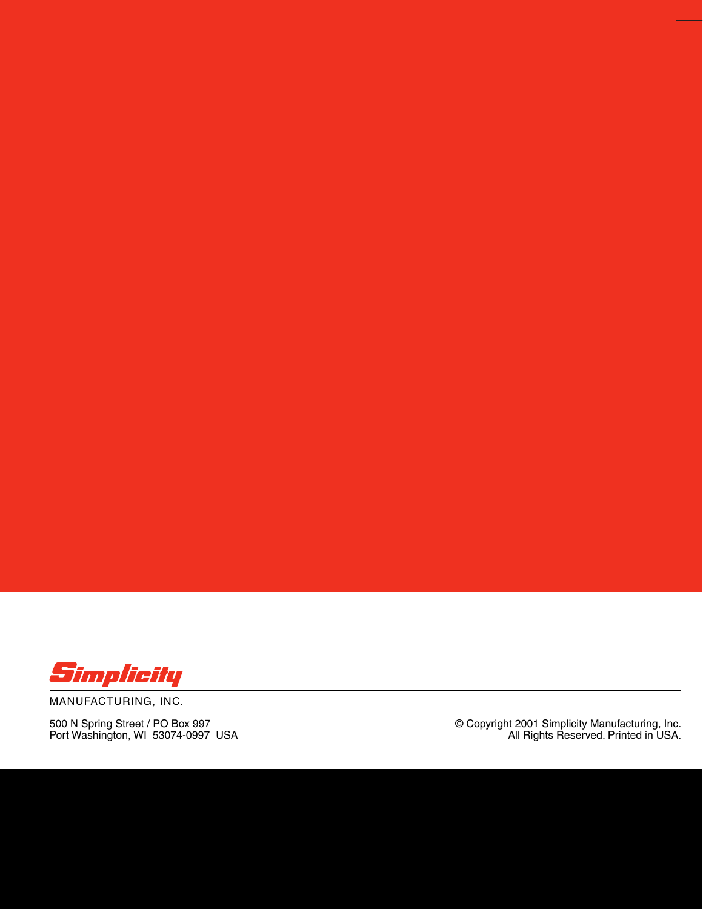Simplicity

MANUFACTURING, INC.

500 N Spring Street / PO Box 997
Port Washington, WI  53074-0997  USA

© Copyright 2001 Simplicity Manufacturing, Inc.
All Rights Reserved. Printed in USA.